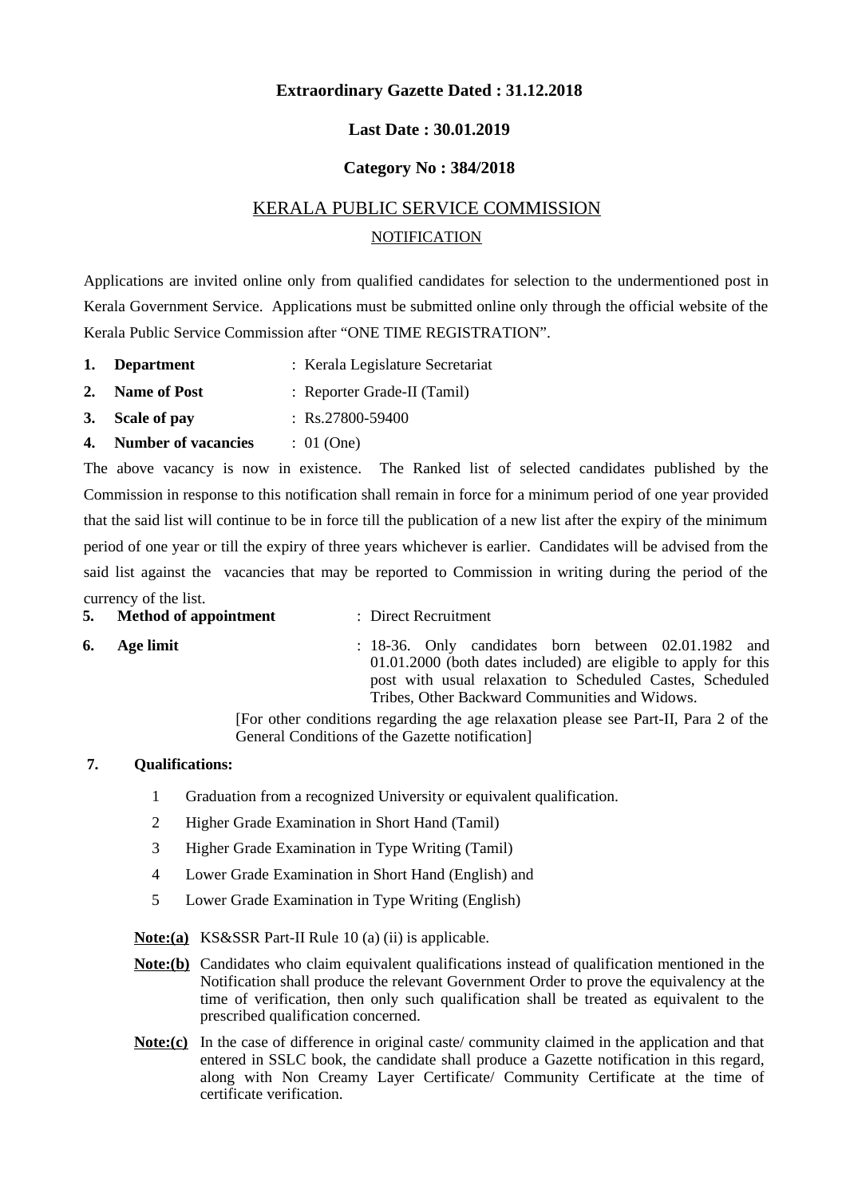**Extraordinary Gazette Dated : 31.12.2018**

**Last Date : 30.01.2019**

**Category No : 384/2018**

# KERALA PUBLIC SERVICE COMMISSION

## NOTIFICATION

Applications are invited online only from qualified candidates for selection to the undermentioned post in Kerala Government Service. Applications must be submitted online only through the official website of the Kerala Public Service Commission after "ONE TIME REGISTRATION".

1. **Department** : Kerala Legislature Secretariat
2. **Name of Post** : Reporter Grade-II (Tamil)
3. **Scale of pay** : Rs.27800-59400
4. **Number of vacancies** : 01 (One)

The above vacancy is now in existence. The Ranked list of selected candidates published by the Commission in response to this notification shall remain in force for a minimum period of one year provided that the said list will continue to be in force till the publication of a new list after the expiry of the minimum period of one year or till the expiry of three years whichever is earlier. Candidates will be advised from the said list against the vacancies that may be reported to Commission in writing during the period of the currency of the list.

5. **Method of appointment** : Direct Recruitment
6. **Age limit** : 18-36. Only candidates born between 02.01.1982 and 01.01.2000 (both dates included) are eligible to apply for this post with usual relaxation to Scheduled Castes, Scheduled Tribes, Other Backward Communities and Widows.

[For other conditions regarding the age relaxation please see Part-II, Para 2 of the General Conditions of the Gazette notification]

7. **Qualifications:**

1. Graduation from a recognized University or equivalent qualification.
2. Higher Grade Examination in Short Hand (Tamil)
3. Higher Grade Examination in Type Writing (Tamil)
4. Lower Grade Examination in Short Hand (English) and
5. Lower Grade Examination in Type Writing (English)

**Note:(a)** KS&SSR Part-II Rule 10 (a) (ii) is applicable.

**Note:(b)** Candidates who claim equivalent qualifications instead of qualification mentioned in the Notification shall produce the relevant Government Order to prove the equivalency at the time of verification, then only such qualification shall be treated as equivalent to the prescribed qualification concerned.

**Note:(c)** In the case of difference in original caste/ community claimed in the application and that entered in SSLC book, the candidate shall produce a Gazette notification in this regard, along with Non Creamy Layer Certificate/ Community Certificate at the time of certificate verification.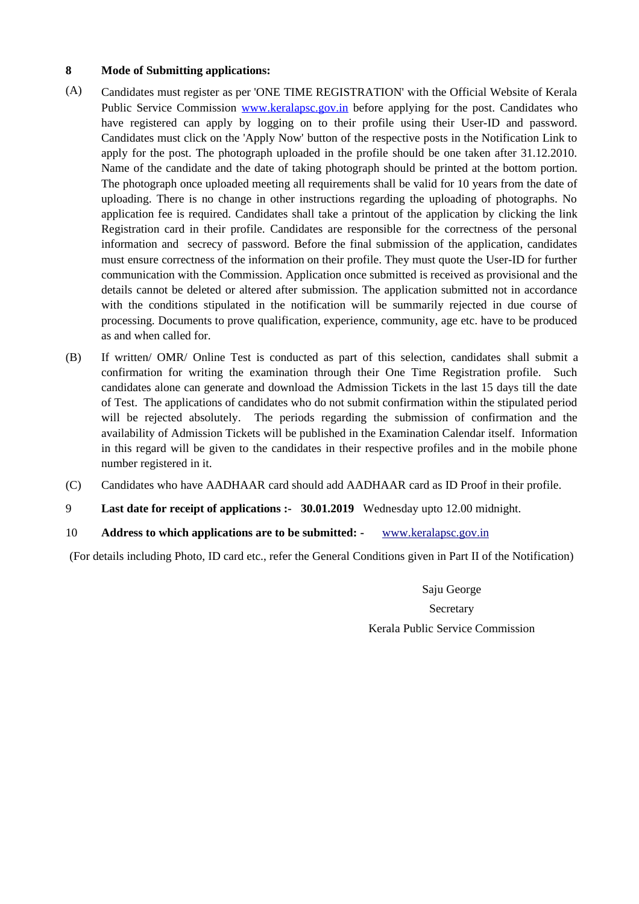**8 Mode of Submitting applications:**

(A) Candidates must register as per 'ONE TIME REGISTRATION' with the Official Website of Kerala Public Service Commission www.keralapsc.gov.in before applying for the post. Candidates who have registered can apply by logging on to their profile using their User-ID and password. Candidates must click on the 'Apply Now' button of the respective posts in the Notification Link to apply for the post. The photograph uploaded in the profile should be one taken after 31.12.2010. Name of the candidate and the date of taking photograph should be printed at the bottom portion. The photograph once uploaded meeting all requirements shall be valid for 10 years from the date of uploading. There is no change in other instructions regarding the uploading of photographs. No application fee is required. Candidates shall take a printout of the application by clicking the link Registration card in their profile. Candidates are responsible for the correctness of the personal information and secrecy of password. Before the final submission of the application, candidates must ensure correctness of the information on their profile. They must quote the User-ID for further communication with the Commission. Application once submitted is received as provisional and the details cannot be deleted or altered after submission. The application submitted not in accordance with the conditions stipulated in the notification will be summarily rejected in due course of processing. Documents to prove qualification, experience, community, age etc. have to be produced as and when called for.

(B) If written/ OMR/ Online Test is conducted as part of this selection, candidates shall submit a confirmation for writing the examination through their One Time Registration profile. Such candidates alone can generate and download the Admission Tickets in the last 15 days till the date of Test. The applications of candidates who do not submit confirmation within the stipulated period will be rejected absolutely. The periods regarding the submission of confirmation and the availability of Admission Tickets will be published in the Examination Calendar itself. Information in this regard will be given to the candidates in their respective profiles and in the mobile phone number registered in it.

(C) Candidates who have AADHAAR card should add AADHAAR card as ID Proof in their profile.

9 **Last date for receipt of applications :- 30.01.2019** Wednesday upto 12.00 midnight.

10 **Address to which applications are to be submitted: -** www.keralapsc.gov.in

(For details including Photo, ID card etc., refer the General Conditions given in Part II of the Notification)

Saju George

Secretary

Kerala Public Service Commission